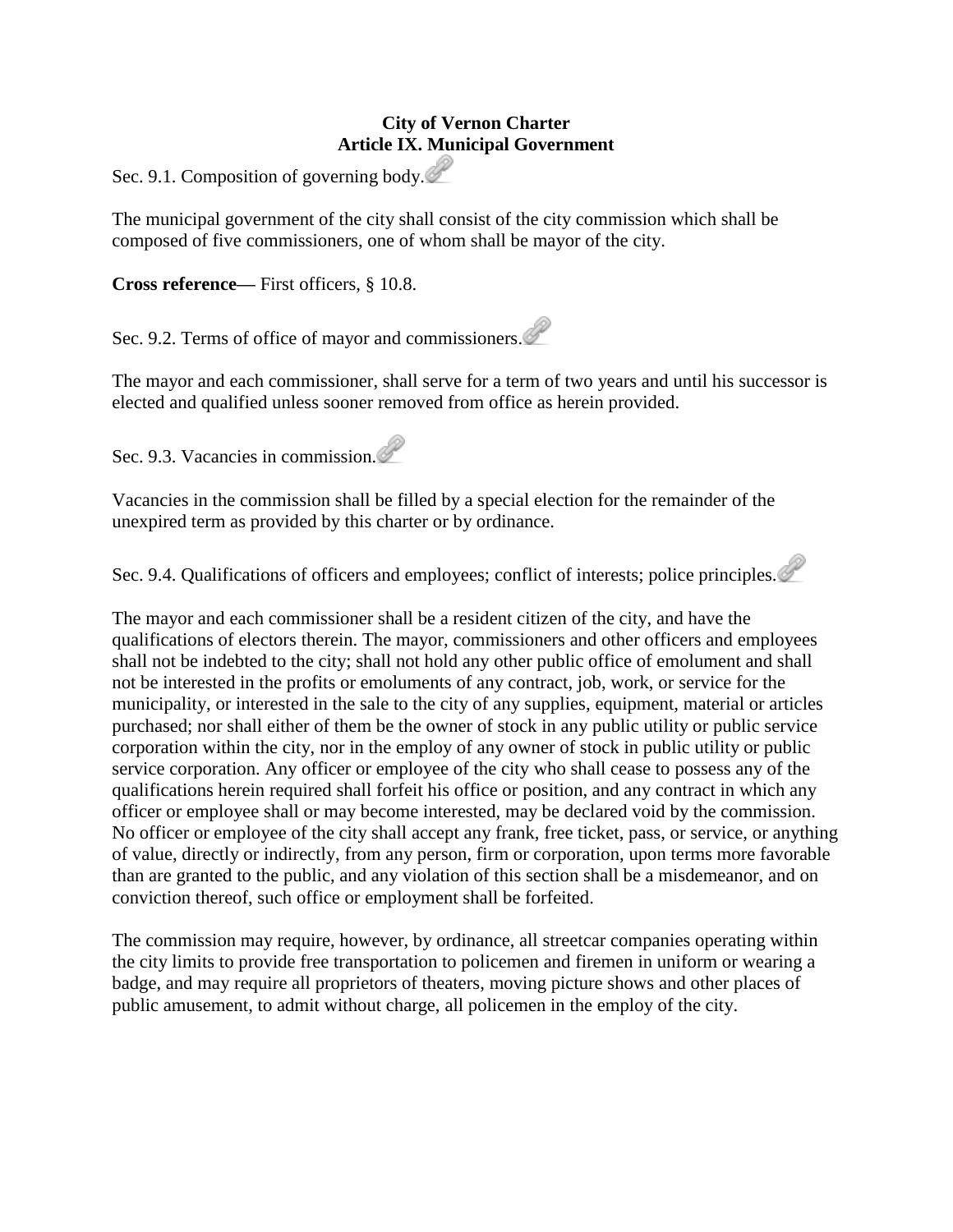# City of Vernon Charter
## Article IX. Municipal Government

Sec. 9.1. Composition of governing body.

The municipal government of the city shall consist of the city commission which shall be composed of five commissioners, one of whom shall be mayor of the city.

**Cross reference—** First officers, § 10.8.

Sec. 9.2. Terms of office of mayor and commissioners.

The mayor and each commissioner, shall serve for a term of two years and until his successor is elected and qualified unless sooner removed from office as herein provided.

Sec. 9.3. Vacancies in commission.

Vacancies in the commission shall be filled by a special election for the remainder of the unexpired term as provided by this charter or by ordinance.

Sec. 9.4. Qualifications of officers and employees; conflict of interests; police principles.

The mayor and each commissioner shall be a resident citizen of the city, and have the qualifications of electors therein. The mayor, commissioners and other officers and employees shall not be indebted to the city; shall not hold any other public office of emolument and shall not be interested in the profits or emoluments of any contract, job, work, or service for the municipality, or interested in the sale to the city of any supplies, equipment, material or articles purchased; nor shall either of them be the owner of stock in any public utility or public service corporation within the city, nor in the employ of any owner of stock in public utility or public service corporation. Any officer or employee of the city who shall cease to possess any of the qualifications herein required shall forfeit his office or position, and any contract in which any officer or employee shall or may become interested, may be declared void by the commission. No officer or employee of the city shall accept any frank, free ticket, pass, or service, or anything of value, directly or indirectly, from any person, firm or corporation, upon terms more favorable than are granted to the public, and any violation of this section shall be a misdemeanor, and on conviction thereof, such office or employment shall be forfeited.

The commission may require, however, by ordinance, all streetcar companies operating within the city limits to provide free transportation to policemen and firemen in uniform or wearing a badge, and may require all proprietors of theaters, moving picture shows and other places of public amusement, to admit without charge, all policemen in the employ of the city.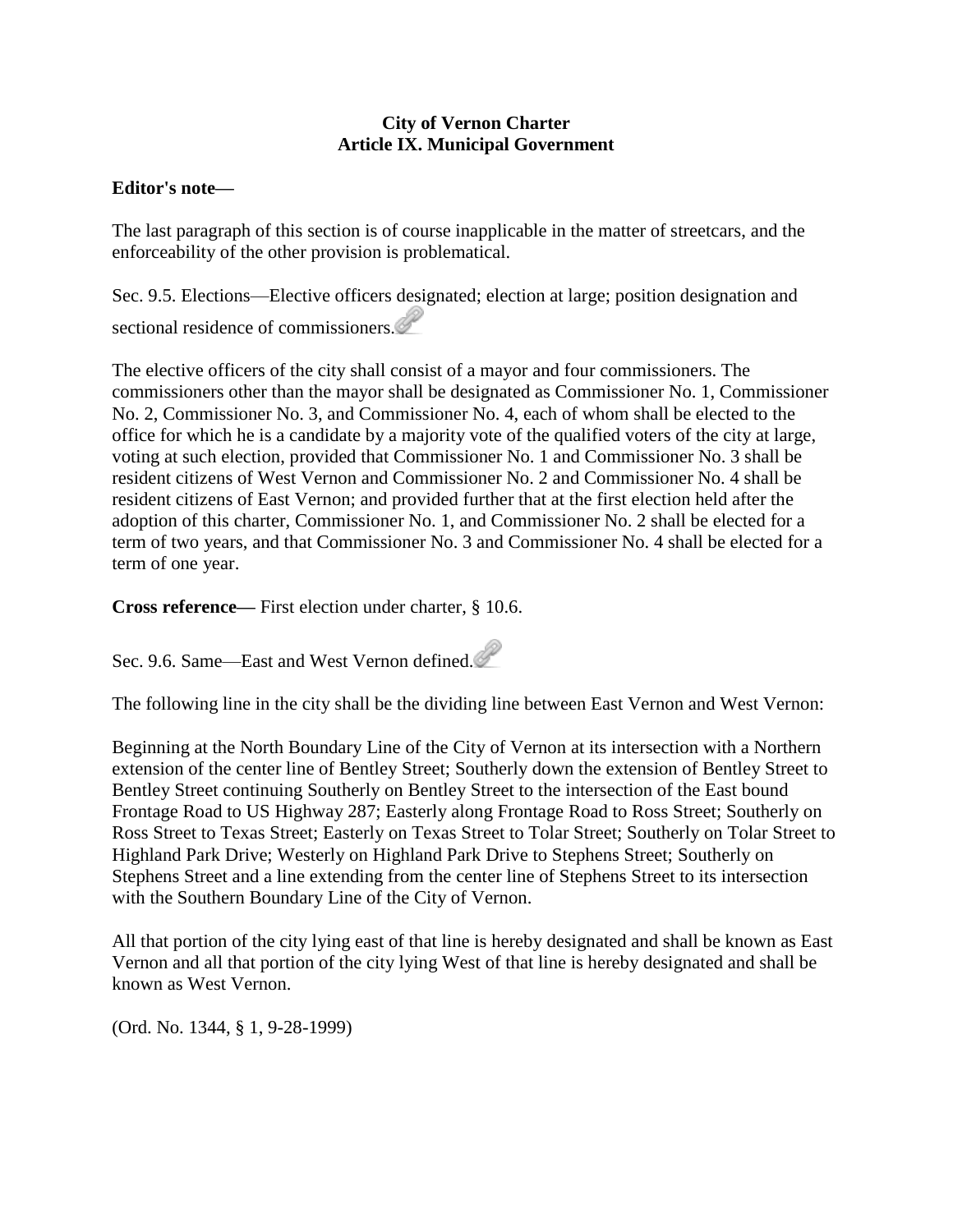**City of Vernon Charter**
**Article IX. Municipal Government**

**Editor's note—**

The last paragraph of this section is of course inapplicable in the matter of streetcars, and the enforceability of the other provision is problematical.

Sec. 9.5. Elections—Elective officers designated; election at large; position designation and sectional residence of commissioners.

The elective officers of the city shall consist of a mayor and four commissioners. The commissioners other than the mayor shall be designated as Commissioner No. 1, Commissioner No. 2, Commissioner No. 3, and Commissioner No. 4, each of whom shall be elected to the office for which he is a candidate by a majority vote of the qualified voters of the city at large, voting at such election, provided that Commissioner No. 1 and Commissioner No. 3 shall be resident citizens of West Vernon and Commissioner No. 2 and Commissioner No. 4 shall be resident citizens of East Vernon; and provided further that at the first election held after the adoption of this charter, Commissioner No. 1, and Commissioner No. 2 shall be elected for a term of two years, and that Commissioner No. 3 and Commissioner No. 4 shall be elected for a term of one year.

**Cross reference—** First election under charter, § 10.6.

Sec. 9.6. Same—East and West Vernon defined.

The following line in the city shall be the dividing line between East Vernon and West Vernon:

Beginning at the North Boundary Line of the City of Vernon at its intersection with a Northern extension of the center line of Bentley Street; Southerly down the extension of Bentley Street to Bentley Street continuing Southerly on Bentley Street to the intersection of the East bound Frontage Road to US Highway 287; Easterly along Frontage Road to Ross Street; Southerly on Ross Street to Texas Street; Easterly on Texas Street to Tolar Street; Southerly on Tolar Street to Highland Park Drive; Westerly on Highland Park Drive to Stephens Street; Southerly on Stephens Street and a line extending from the center line of Stephens Street to its intersection with the Southern Boundary Line of the City of Vernon.

All that portion of the city lying east of that line is hereby designated and shall be known as East Vernon and all that portion of the city lying West of that line is hereby designated and shall be known as West Vernon.

(Ord. No. 1344, § 1, 9-28-1999)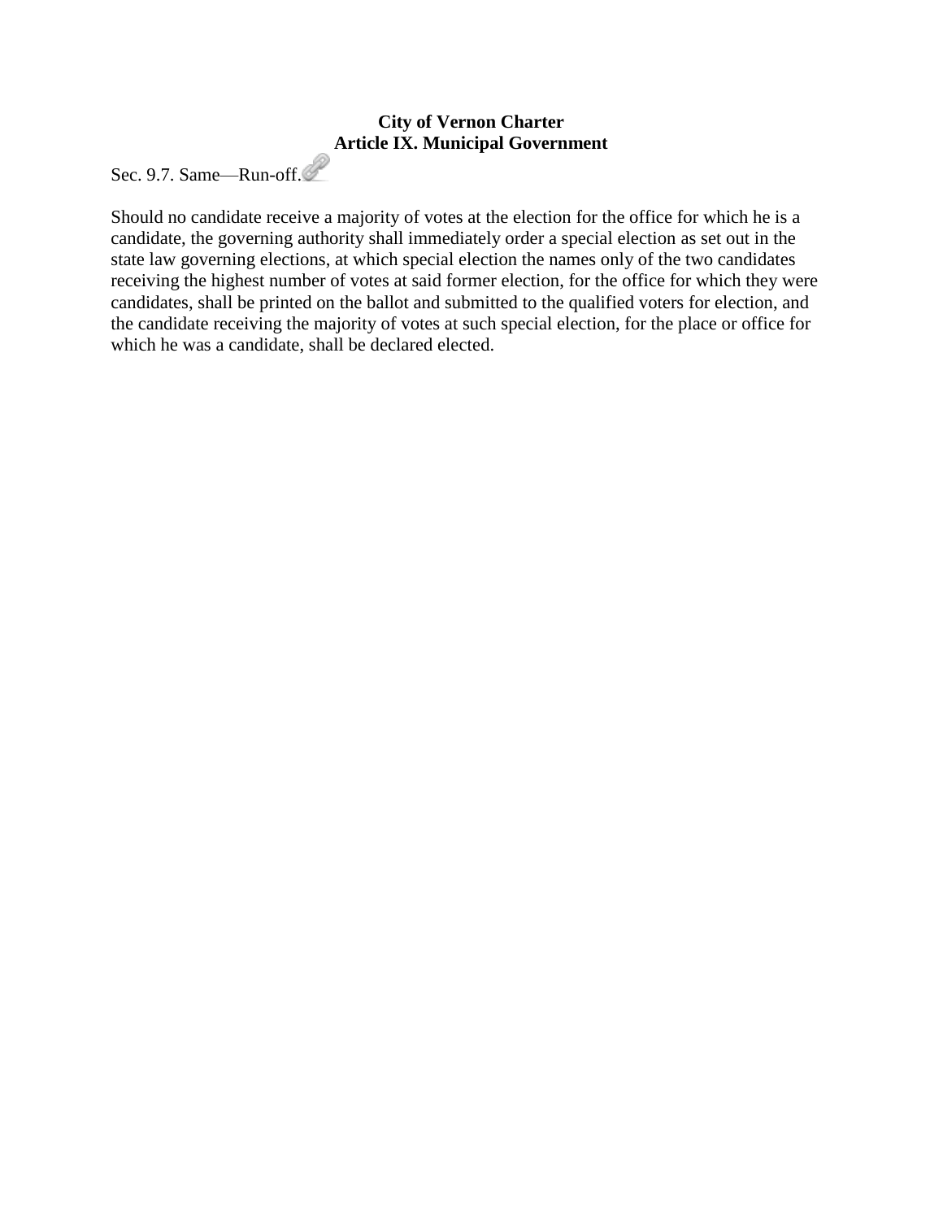**City of Vernon Charter**
**Article IX. Municipal Government**

Sec. 9.7. Same—Run-off.

Should no candidate receive a majority of votes at the election for the office for which he is a candidate, the governing authority shall immediately order a special election as set out in the state law governing elections, at which special election the names only of the two candidates receiving the highest number of votes at said former election, for the office for which they were candidates, shall be printed on the ballot and submitted to the qualified voters for election, and the candidate receiving the majority of votes at such special election, for the place or office for which he was a candidate, shall be declared elected.